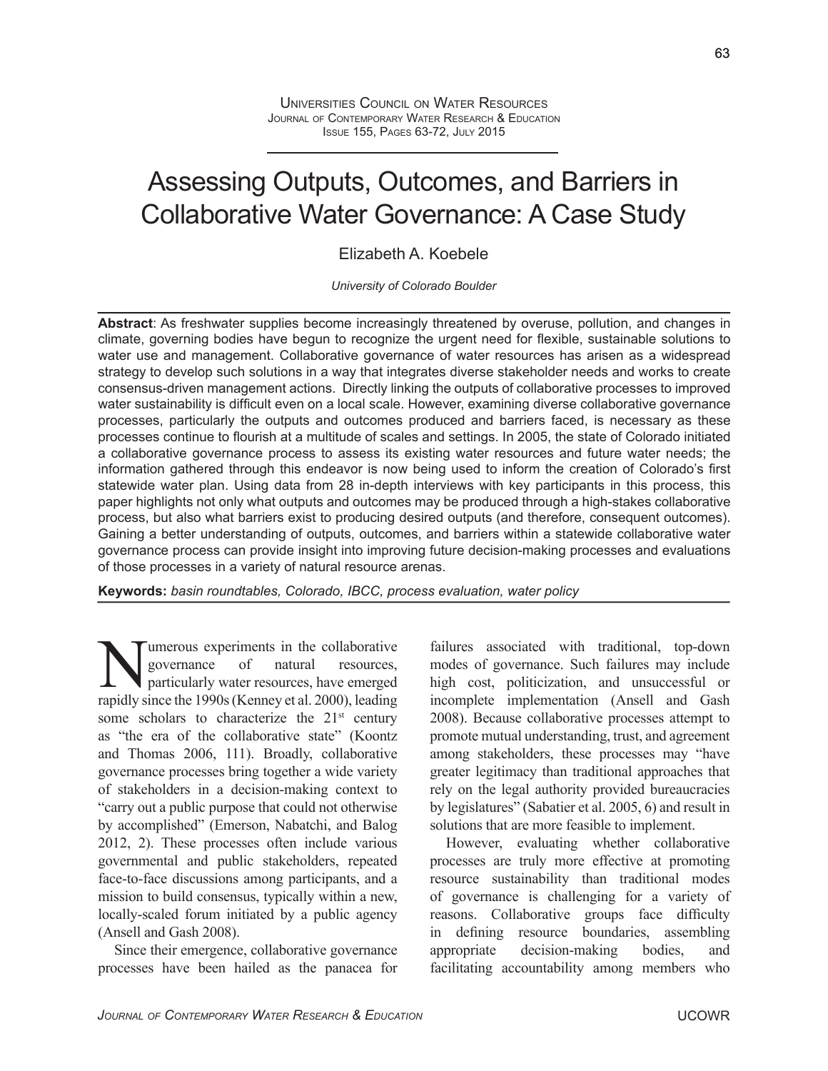# Assessing Outputs, Outcomes, and Barriers in Collaborative Water Governance: A Case Study

Elizabeth A. Koebele

*University of Colorado Boulder*

**Abstract**: As freshwater supplies become increasingly threatened by overuse, pollution, and changes in climate, governing bodies have begun to recognize the urgent need for flexible, sustainable solutions to water use and management. Collaborative governance of water resources has arisen as a widespread strategy to develop such solutions in a way that integrates diverse stakeholder needs and works to create consensus-driven management actions. Directly linking the outputs of collaborative processes to improved water sustainability is difficult even on a local scale. However, examining diverse collaborative governance processes, particularly the outputs and outcomes produced and barriers faced, is necessary as these processes continue to flourish at a multitude of scales and settings. In 2005, the state of Colorado initiated a collaborative governance process to assess its existing water resources and future water needs; the information gathered through this endeavor is now being used to inform the creation of Colorado's first statewide water plan. Using data from 28 in-depth interviews with key participants in this process, this paper highlights not only what outputs and outcomes may be produced through a high-stakes collaborative process, but also what barriers exist to producing desired outputs (and therefore, consequent outcomes). Gaining a better understanding of outputs, outcomes, and barriers within a statewide collaborative water governance process can provide insight into improving future decision-making processes and evaluations of those processes in a variety of natural resource arenas.

**Keywords:** *basin roundtables, Colorado, IBCC, process evaluation, water policy*

Numerous experiments in the collaborative governance of natural resources, particularly water resources, have emerged rapidly since the 1990s (Kenney et al. 2000), leading some scholars to characterize the 21st century as "the era of the collaborative state" (Koontz and Thomas 2006, 111). Broadly, collaborative governance processes bring together a wide variety of stakeholders in a decision-making context to "carry out a public purpose that could not otherwise by accomplished" (Emerson, Nabatchi, and Balog 2012, 2). These processes often include various governmental and public stakeholders, repeated face-to-face discussions among participants, and a mission to build consensus, typically within a new, locally-scaled forum initiated by a public agency (Ansell and Gash 2008).

Since their emergence, collaborative governance processes have been hailed as the panacea for failures associated with traditional, top-down modes of governance. Such failures may include high cost, politicization, and unsuccessful or incomplete implementation (Ansell and Gash 2008). Because collaborative processes attempt to promote mutual understanding, trust, and agreement among stakeholders, these processes may "have greater legitimacy than traditional approaches that rely on the legal authority provided bureaucracies by legislatures" (Sabatier et al. 2005, 6) and result in solutions that are more feasible to implement.

However, evaluating whether collaborative processes are truly more effective at promoting resource sustainability than traditional modes of governance is challenging for a variety of reasons. Collaborative groups face difficulty in defining resource boundaries, assembling appropriate decision-making bodies, and facilitating accountability among members who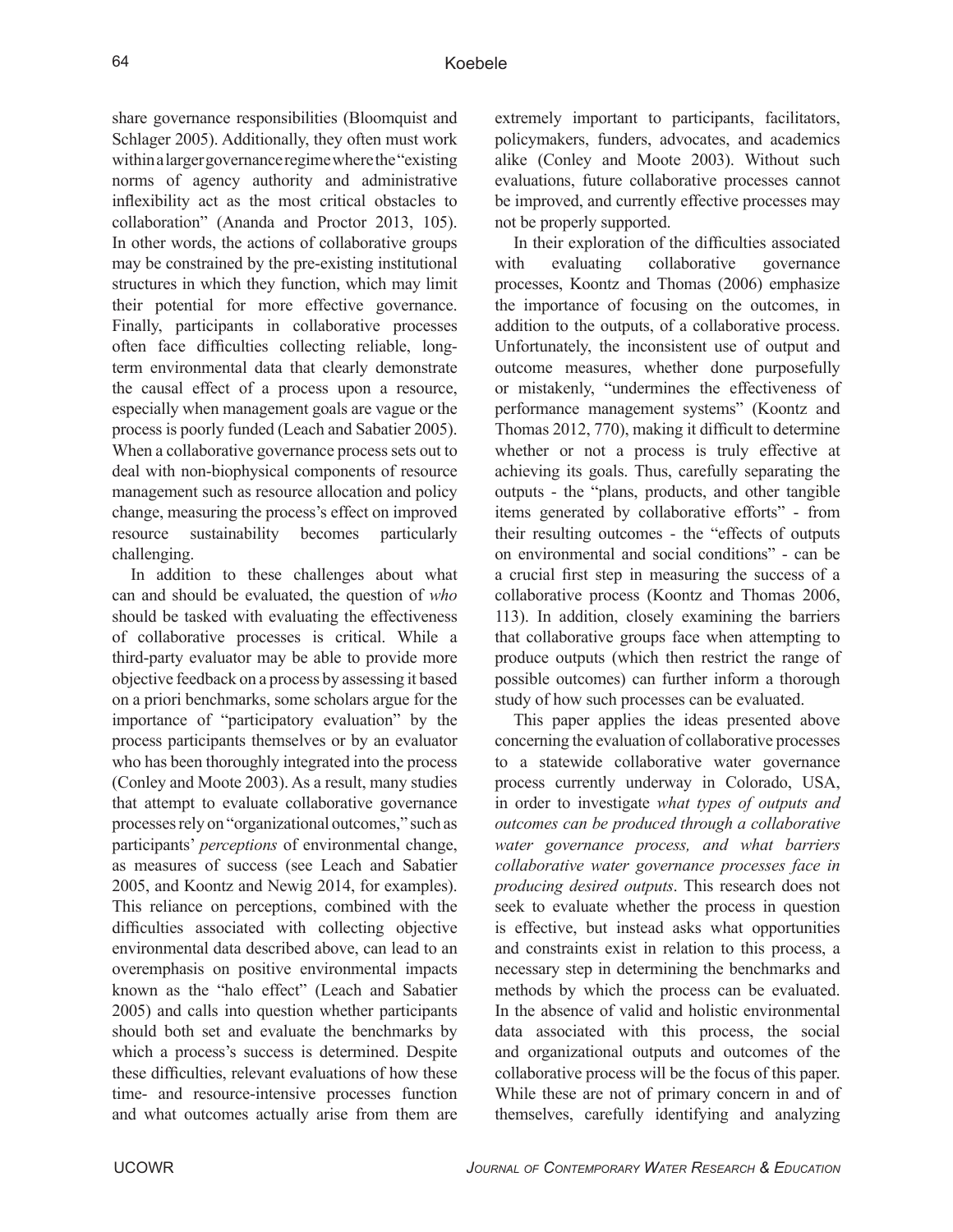share governance responsibilities (Bloomquist and Schlager 2005). Additionally, they often must work within a larger governance regime where the "existing norms of agency authority and administrative inflexibility act as the most critical obstacles to collaboration" (Ananda and Proctor 2013, 105). In other words, the actions of collaborative groups may be constrained by the pre-existing institutional structures in which they function, which may limit their potential for more effective governance. Finally, participants in collaborative processes often face difficulties collecting reliable, long-term environmental data that clearly demonstrate the causal effect of a process upon a resource, especially when management goals are vague or the process is poorly funded (Leach and Sabatier 2005). When a collaborative governance process sets out to deal with non-biophysical components of resource management such as resource allocation and policy change, measuring the process's effect on improved resource sustainability becomes particularly challenging.

In addition to these challenges about what can and should be evaluated, the question of *who* should be tasked with evaluating the effectiveness of collaborative processes is critical. While a third-party evaluator may be able to provide more objective feedback on a process by assessing it based on a priori benchmarks, some scholars argue for the importance of "participatory evaluation" by the process participants themselves or by an evaluator who has been thoroughly integrated into the process (Conley and Moote 2003). As a result, many studies that attempt to evaluate collaborative governance processes rely on "organizational outcomes," such as participants' *perceptions* of environmental change, as measures of success (see Leach and Sabatier 2005, and Koontz and Newig 2014, for examples). This reliance on perceptions, combined with the difficulties associated with collecting objective environmental data described above, can lead to an overemphasis on positive environmental impacts known as the "halo effect" (Leach and Sabatier 2005) and calls into question whether participants should both set and evaluate the benchmarks by which a process's success is determined. Despite these difficulties, relevant evaluations of how these time- and resource-intensive processes function and what outcomes actually arise from them are extremely important to participants, facilitators, policymakers, funders, advocates, and academics alike (Conley and Moote 2003). Without such evaluations, future collaborative processes cannot be improved, and currently effective processes may not be properly supported.

In their exploration of the difficulties associated with evaluating collaborative governance processes, Koontz and Thomas (2006) emphasize the importance of focusing on the outcomes, in addition to the outputs, of a collaborative process. Unfortunately, the inconsistent use of output and outcome measures, whether done purposefully or mistakenly, "undermines the effectiveness of performance management systems" (Koontz and Thomas 2012, 770), making it difficult to determine whether or not a process is truly effective at achieving its goals. Thus, carefully separating the outputs - the "plans, products, and other tangible items generated by collaborative efforts" - from their resulting outcomes - the "effects of outputs on environmental and social conditions" - can be a crucial first step in measuring the success of a collaborative process (Koontz and Thomas 2006, 113). In addition, closely examining the barriers that collaborative groups face when attempting to produce outputs (which then restrict the range of possible outcomes) can further inform a thorough study of how such processes can be evaluated.

This paper applies the ideas presented above concerning the evaluation of collaborative processes to a statewide collaborative water governance process currently underway in Colorado, USA, in order to investigate *what types of outputs and outcomes can be produced through a collaborative water governance process, and what barriers collaborative water governance processes face in producing desired outputs*. This research does not seek to evaluate whether the process in question is effective, but instead asks what opportunities and constraints exist in relation to this process, a necessary step in determining the benchmarks and methods by which the process can be evaluated. In the absence of valid and holistic environmental data associated with this process, the social and organizational outputs and outcomes of the collaborative process will be the focus of this paper. While these are not of primary concern in and of themselves, carefully identifying and analyzing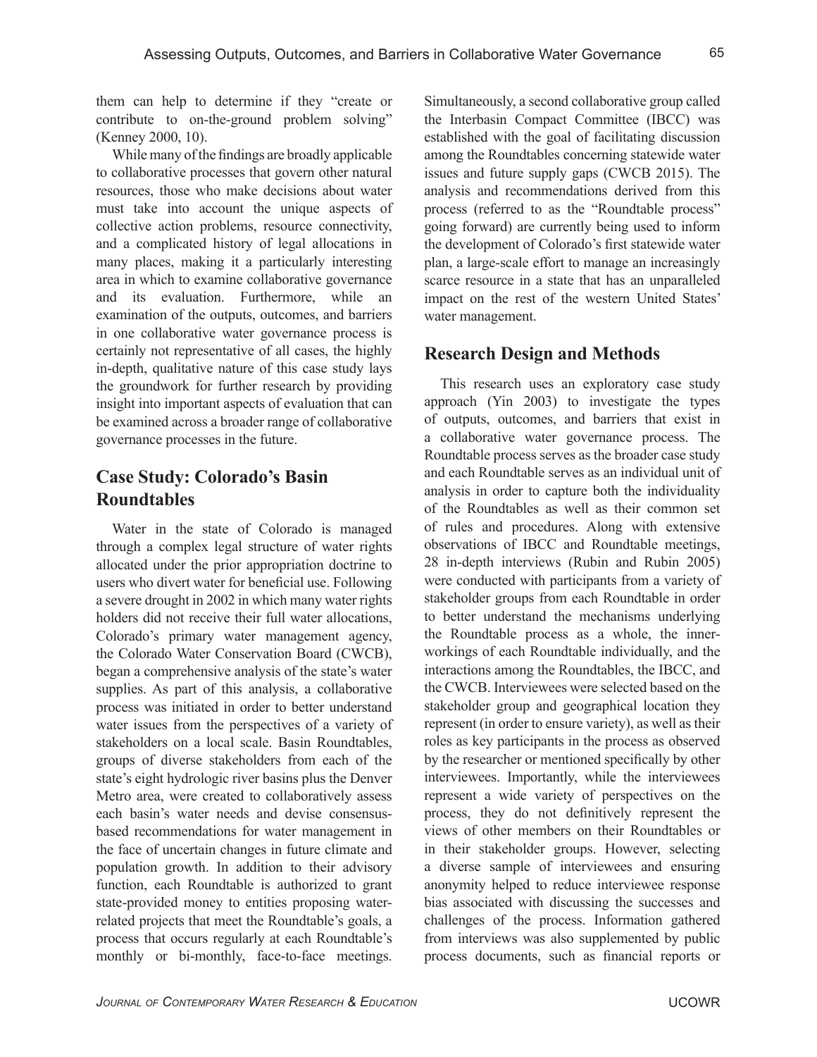them can help to determine if they "create or contribute to on-the-ground problem solving" (Kenney 2000, 10).

While many of the findings are broadly applicable to collaborative processes that govern other natural resources, those who make decisions about water must take into account the unique aspects of collective action problems, resource connectivity, and a complicated history of legal allocations in many places, making it a particularly interesting area in which to examine collaborative governance and its evaluation. Furthermore, while an examination of the outputs, outcomes, and barriers in one collaborative water governance process is certainly not representative of all cases, the highly in-depth, qualitative nature of this case study lays the groundwork for further research by providing insight into important aspects of evaluation that can be examined across a broader range of collaborative governance processes in the future.

## Case Study: Colorado's Basin Roundtables

Water in the state of Colorado is managed through a complex legal structure of water rights allocated under the prior appropriation doctrine to users who divert water for beneficial use. Following a severe drought in 2002 in which many water rights holders did not receive their full water allocations, Colorado's primary water management agency, the Colorado Water Conservation Board (CWCB), began a comprehensive analysis of the state's water supplies. As part of this analysis, a collaborative process was initiated in order to better understand water issues from the perspectives of a variety of stakeholders on a local scale. Basin Roundtables, groups of diverse stakeholders from each of the state's eight hydrologic river basins plus the Denver Metro area, were created to collaboratively assess each basin's water needs and devise consensus-based recommendations for water management in the face of uncertain changes in future climate and population growth. In addition to their advisory function, each Roundtable is authorized to grant state-provided money to entities proposing water-related projects that meet the Roundtable's goals, a process that occurs regularly at each Roundtable's monthly or bi-monthly, face-to-face meetings. Simultaneously, a second collaborative group called the Interbasin Compact Committee (IBCC) was established with the goal of facilitating discussion among the Roundtables concerning statewide water issues and future supply gaps (CWCB 2015). The analysis and recommendations derived from this process (referred to as the "Roundtable process" going forward) are currently being used to inform the development of Colorado's first statewide water plan, a large-scale effort to manage an increasingly scarce resource in a state that has an unparalleled impact on the rest of the western United States' water management.

## Research Design and Methods

This research uses an exploratory case study approach (Yin 2003) to investigate the types of outputs, outcomes, and barriers that exist in a collaborative water governance process. The Roundtable process serves as the broader case study and each Roundtable serves as an individual unit of analysis in order to capture both the individuality of the Roundtables as well as their common set of rules and procedures. Along with extensive observations of IBCC and Roundtable meetings, 28 in-depth interviews (Rubin and Rubin 2005) were conducted with participants from a variety of stakeholder groups from each Roundtable in order to better understand the mechanisms underlying the Roundtable process as a whole, the inner-workings of each Roundtable individually, and the interactions among the Roundtables, the IBCC, and the CWCB. Interviewees were selected based on the stakeholder group and geographical location they represent (in order to ensure variety), as well as their roles as key participants in the process as observed by the researcher or mentioned specifically by other interviewees. Importantly, while the interviewees represent a wide variety of perspectives on the process, they do not definitively represent the views of other members on their Roundtables or in their stakeholder groups. However, selecting a diverse sample of interviewees and ensuring anonymity helped to reduce interviewee response bias associated with discussing the successes and challenges of the process. Information gathered from interviews was also supplemented by public process documents, such as financial reports or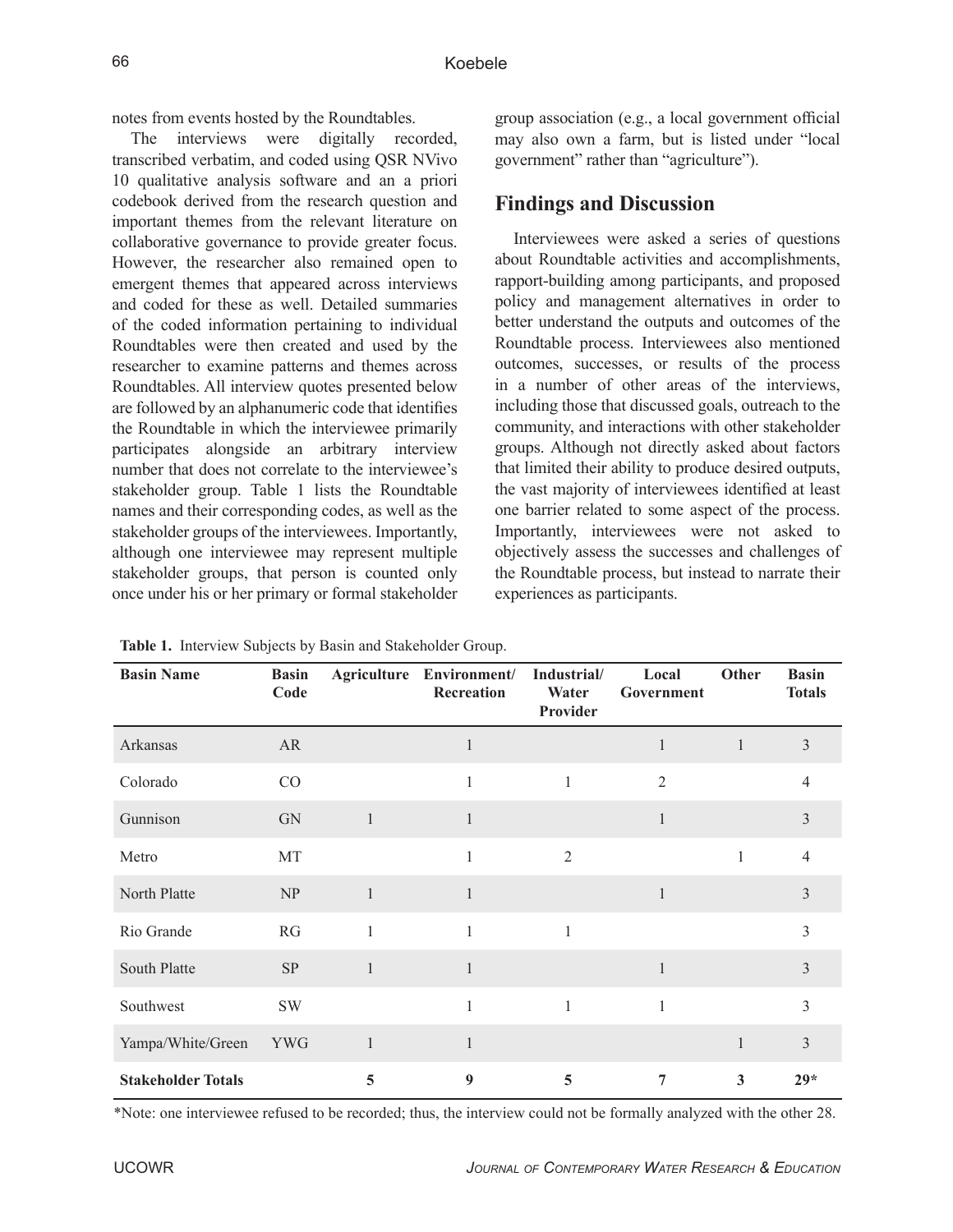notes from events hosted by the Roundtables.

The interviews were digitally recorded, transcribed verbatim, and coded using QSR NVivo 10 qualitative analysis software and an a priori codebook derived from the research question and important themes from the relevant literature on collaborative governance to provide greater focus. However, the researcher also remained open to emergent themes that appeared across interviews and coded for these as well. Detailed summaries of the coded information pertaining to individual Roundtables were then created and used by the researcher to examine patterns and themes across Roundtables. All interview quotes presented below are followed by an alphanumeric code that identifies the Roundtable in which the interviewee primarily participates alongside an arbitrary interview number that does not correlate to the interviewee's stakeholder group. Table 1 lists the Roundtable names and their corresponding codes, as well as the stakeholder groups of the interviewees. Importantly, although one interviewee may represent multiple stakeholder groups, that person is counted only once under his or her primary or formal stakeholder group association (e.g., a local government official may also own a farm, but is listed under "local government" rather than "agriculture").

## Findings and Discussion

Interviewees were asked a series of questions about Roundtable activities and accomplishments, rapport-building among participants, and proposed policy and management alternatives in order to better understand the outputs and outcomes of the Roundtable process. Interviewees also mentioned outcomes, successes, or results of the process in a number of other areas of the interviews, including those that discussed goals, outreach to the community, and interactions with other stakeholder groups. Although not directly asked about factors that limited their ability to produce desired outputs, the vast majority of interviewees identified at least one barrier related to some aspect of the process. Importantly, interviewees were not asked to objectively assess the successes and challenges of the Roundtable process, but instead to narrate their experiences as participants.

**Table 1.** Interview Subjects by Basin and Stakeholder Group.

| Basin Name | Basin Code | Agriculture | Environment/ Recreation | Industrial/ Water Provider | Local Government | Other | Basin Totals |
|---|---|---|---|---|---|---|---|
| Arkansas | AR | | 1 | | 1 | 1 | 3 |
| Colorado | CO | | 1 | 1 | 2 | | 4 |
| Gunnison | GN | 1 | 1 | | 1 | | 3 |
| Metro | MT | | 1 | 2 | | 1 | 4 |
| North Platte | NP | 1 | 1 | | 1 | | 3 |
| Rio Grande | RG | 1 | 1 | 1 | | | 3 |
| South Platte | SP | 1 | 1 | | 1 | | 3 |
| Southwest | SW | | 1 | 1 | 1 | | 3 |
| Yampa/White/Green | YWG | 1 | 1 | | | 1 | 3 |
| **Stakeholder Totals** | | **5** | **9** | **5** | **7** | **3** | **29*** |

*Note: one interviewee refused to be recorded; thus, the interview could not be formally analyzed with the other 28.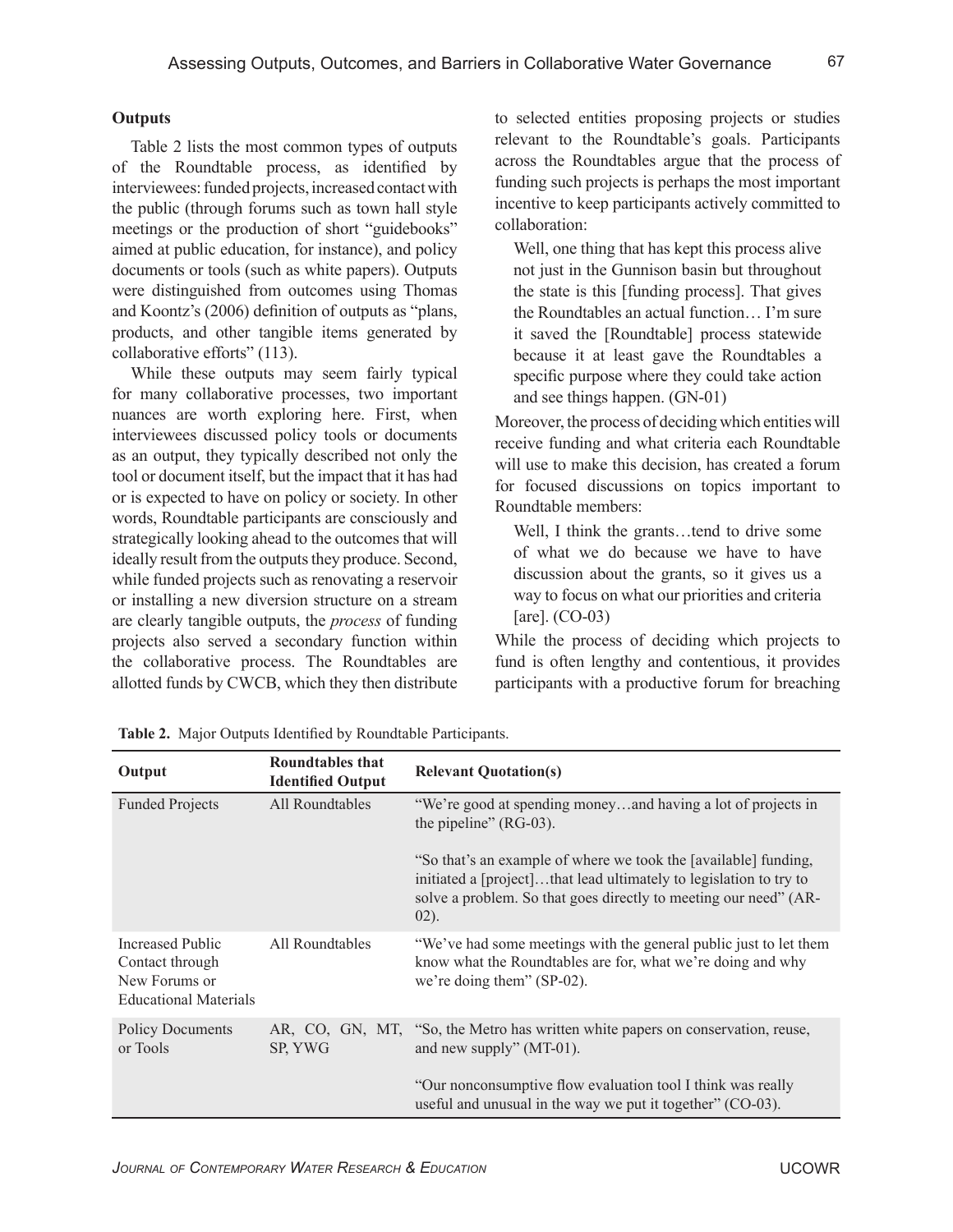### Outputs

Table 2 lists the most common types of outputs of the Roundtable process, as identified by interviewees: funded projects, increased contact with the public (through forums such as town hall style meetings or the production of short "guidebooks" aimed at public education, for instance), and policy documents or tools (such as white papers). Outputs were distinguished from outcomes using Thomas and Koontz's (2006) definition of outputs as "plans, products, and other tangible items generated by collaborative efforts" (113).

While these outputs may seem fairly typical for many collaborative processes, two important nuances are worth exploring here. First, when interviewees discussed policy tools or documents as an output, they typically described not only the tool or document itself, but the impact that it has had or is expected to have on policy or society. In other words, Roundtable participants are consciously and strategically looking ahead to the outcomes that will ideally result from the outputs they produce. Second, while funded projects such as renovating a reservoir or installing a new diversion structure on a stream are clearly tangible outputs, the *process* of funding projects also served a secondary function within the collaborative process. The Roundtables are allotted funds by CWCB, which they then distribute to selected entities proposing projects or studies relevant to the Roundtable's goals. Participants across the Roundtables argue that the process of funding such projects is perhaps the most important incentive to keep participants actively committed to collaboration:

> Well, one thing that has kept this process alive not just in the Gunnison basin but throughout the state is this [funding process]. That gives the Roundtables an actual function… I'm sure it saved the [Roundtable] process statewide because it at least gave the Roundtables a specific purpose where they could take action and see things happen. (GN-01)

Moreover, the process of deciding which entities will receive funding and what criteria each Roundtable will use to make this decision, has created a forum for focused discussions on topics important to Roundtable members:

> Well, I think the grants…tend to drive some of what we do because we have to have discussion about the grants, so it gives us a way to focus on what our priorities and criteria [are]. (CO-03)

While the process of deciding which projects to fund is often lengthy and contentious, it provides participants with a productive forum for breaching

**Table 2.** Major Outputs Identified by Roundtable Participants.

| Output | Roundtables that Identified Output | Relevant Quotation(s) |
|---|---|---|
| Funded Projects | All Roundtables | "We're good at spending money…and having a lot of projects in the pipeline" (RG-03).<br><br>"So that's an example of where we took the [available] funding, initiated a [project]…that lead ultimately to legislation to try to solve a problem. So that goes directly to meeting our need" (AR-02). |
| Increased Public Contact through New Forums or Educational Materials | All Roundtables | "We've had some meetings with the general public just to let them know what the Roundtables are for, what we're doing and why we're doing them" (SP-02). |
| Policy Documents or Tools | AR, CO, GN, MT, SP, YWG | "So, the Metro has written white papers on conservation, reuse, and new supply" (MT-01).<br><br>"Our nonconsumptive flow evaluation tool I think was really useful and unusual in the way we put it together" (CO-03). |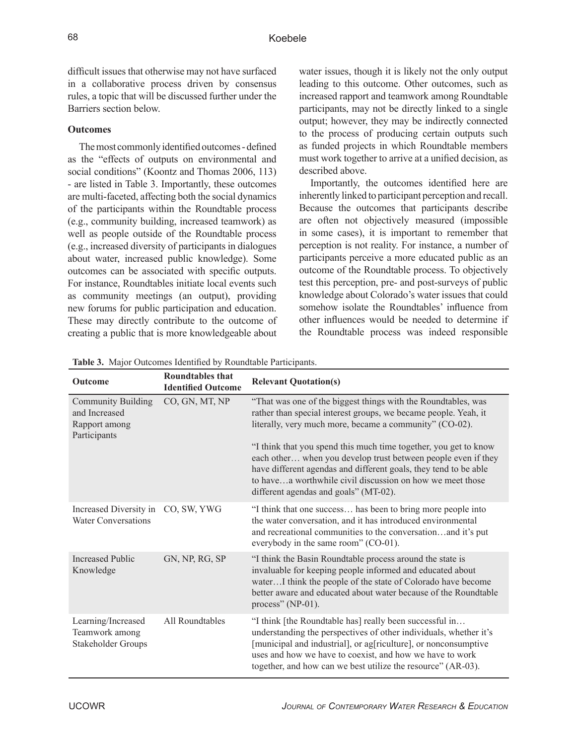difficult issues that otherwise may not have surfaced in a collaborative process driven by consensus rules, a topic that will be discussed further under the Barriers section below.

**Outcomes**

The most commonly identified outcomes - defined as the "effects of outputs on environmental and social conditions" (Koontz and Thomas 2006, 113) - are listed in Table 3. Importantly, these outcomes are multi-faceted, affecting both the social dynamics of the participants within the Roundtable process (e.g., community building, increased teamwork) as well as people outside of the Roundtable process (e.g., increased diversity of participants in dialogues about water, increased public knowledge). Some outcomes can be associated with specific outputs. For instance, Roundtables initiate local events such as community meetings (an output), providing new forums for public participation and education. These may directly contribute to the outcome of creating a public that is more knowledgeable about water issues, though it is likely not the only output leading to this outcome. Other outcomes, such as increased rapport and teamwork among Roundtable participants, may not be directly linked to a single output; however, they may be indirectly connected to the process of producing certain outputs such as funded projects in which Roundtable members must work together to arrive at a unified decision, as described above.

Importantly, the outcomes identified here are inherently linked to participant perception and recall. Because the outcomes that participants describe are often not objectively measured (impossible in some cases), it is important to remember that perception is not reality. For instance, a number of participants perceive a more educated public as an outcome of the Roundtable process. To objectively test this perception, pre- and post-surveys of public knowledge about Colorado's water issues that could somehow isolate the Roundtables' influence from other influences would be needed to determine if the Roundtable process was indeed responsible

**Table 3.** Major Outcomes Identified by Roundtable Participants.

| Outcome | Roundtables that Identified Outcome | Relevant Quotation(s) |
|---|---|---|
| Community Building and Increased Rapport among Participants | CO, GN, MT, NP | "That was one of the biggest things with the Roundtables, was rather than special interest groups, we became people. Yeah, it literally, very much more, became a community" (CO-02). "I think that you spend this much time together, you get to know each other… when you develop trust between people even if they have different agendas and different goals, they tend to be able to have…a worthwhile civil discussion on how we meet those different agendas and goals" (MT-02). |
| Increased Diversity in Water Conversations | CO, SW, YWG | "I think that one success… has been to bring more people into the water conversation, and it has introduced environmental and recreational communities to the conversation…and it's put everybody in the same room" (CO-01). |
| Increased Public Knowledge | GN, NP, RG, SP | "I think the Basin Roundtable process around the state is invaluable for keeping people informed and educated about water…I think the people of the state of Colorado have become better aware and educated about water because of the Roundtable process" (NP-01). |
| Learning/Increased Teamwork among Stakeholder Groups | All Roundtables | "I think [the Roundtable has] really been successful in… understanding the perspectives of other individuals, whether it's [municipal and industrial], or ag[riculture], or nonconsumptive uses and how we have to coexist, and how we have to work together, and how can we best utilize the resource" (AR-03). |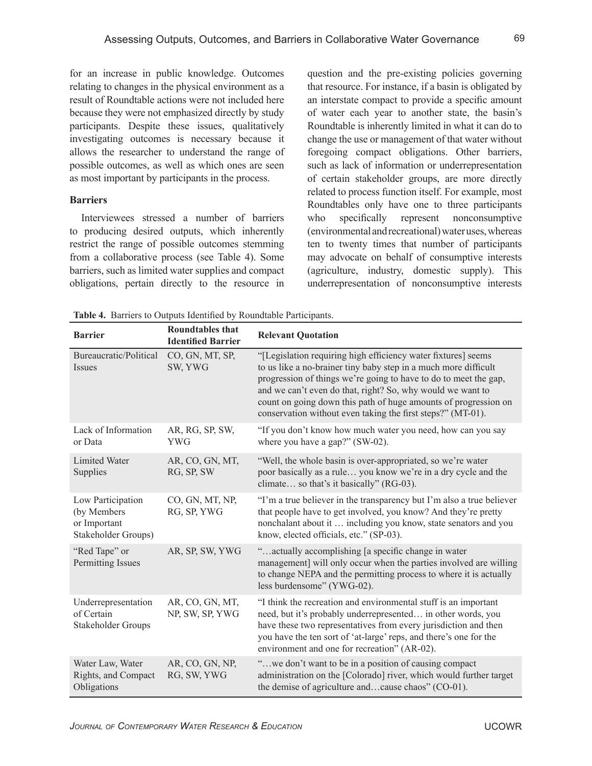for an increase in public knowledge. Outcomes relating to changes in the physical environment as a result of Roundtable actions were not included here because they were not emphasized directly by study participants. Despite these issues, qualitatively investigating outcomes is necessary because it allows the researcher to understand the range of possible outcomes, as well as which ones are seen as most important by participants in the process.

### Barriers

Interviewees stressed a number of barriers to producing desired outputs, which inherently restrict the range of possible outcomes stemming from a collaborative process (see Table 4). Some barriers, such as limited water supplies and compact obligations, pertain directly to the resource in question and the pre-existing policies governing that resource. For instance, if a basin is obligated by an interstate compact to provide a specific amount of water each year to another state, the basin's Roundtable is inherently limited in what it can do to change the use or management of that water without foregoing compact obligations. Other barriers, such as lack of information or underrepresentation of certain stakeholder groups, are more directly related to process function itself. For example, most Roundtables only have one to three participants who specifically represent nonconsumptive (environmental and recreational) water uses, whereas ten to twenty times that number of participants may advocate on behalf of consumptive interests (agriculture, industry, domestic supply). This underrepresentation of nonconsumptive interests

**Table 4.** Barriers to Outputs Identified by Roundtable Participants.

| Barrier | Roundtables that Identified Barrier | Relevant Quotation |
|---|---|---|
| Bureaucratic/Political Issues | CO, GN, MT, SP, SW, YWG | "[Legislation requiring high efficiency water fixtures] seems to us like a no-brainer tiny baby step in a much more difficult progression of things we're going to have to do to meet the gap, and we can't even do that, right? So, why would we want to count on going down this path of huge amounts of progression on conservation without even taking the first steps?" (MT-01). |
| Lack of Information or Data | AR, RG, SP, SW, YWG | "If you don't know how much water you need, how can you say where you have a gap?" (SW-02). |
| Limited Water Supplies | AR, CO, GN, MT, RG, SP, SW | "Well, the whole basin is over-appropriated, so we're water poor basically as a rule… you know we're in a dry cycle and the climate… so that's it basically" (RG-03). |
| Low Participation (by Members or Important Stakeholder Groups) | CO, GN, MT, NP, RG, SP, YWG | "I'm a true believer in the transparency but I'm also a true believer that people have to get involved, you know? And they're pretty nonchalant about it … including you know, state senators and you know, elected officials, etc." (SP-03). |
| "Red Tape" or Permitting Issues | AR, SP, SW, YWG | "…actually accomplishing [a specific change in water management] will only occur when the parties involved are willing to change NEPA and the permitting process to where it is actually less burdensome" (YWG-02). |
| Underrepresentation of Certain Stakeholder Groups | AR, CO, GN, MT, NP, SW, SP, YWG | "I think the recreation and environmental stuff is an important need, but it's probably underrepresented… in other words, you have these two representatives from every jurisdiction and then you have the ten sort of 'at-large' reps, and there's one for the environment and one for recreation" (AR-02). |
| Water Law, Water Rights, and Compact Obligations | AR, CO, GN, NP, RG, SW, YWG | "…we don't want to be in a position of causing compact administration on the [Colorado] river, which would further target the demise of agriculture and…cause chaos" (CO-01). |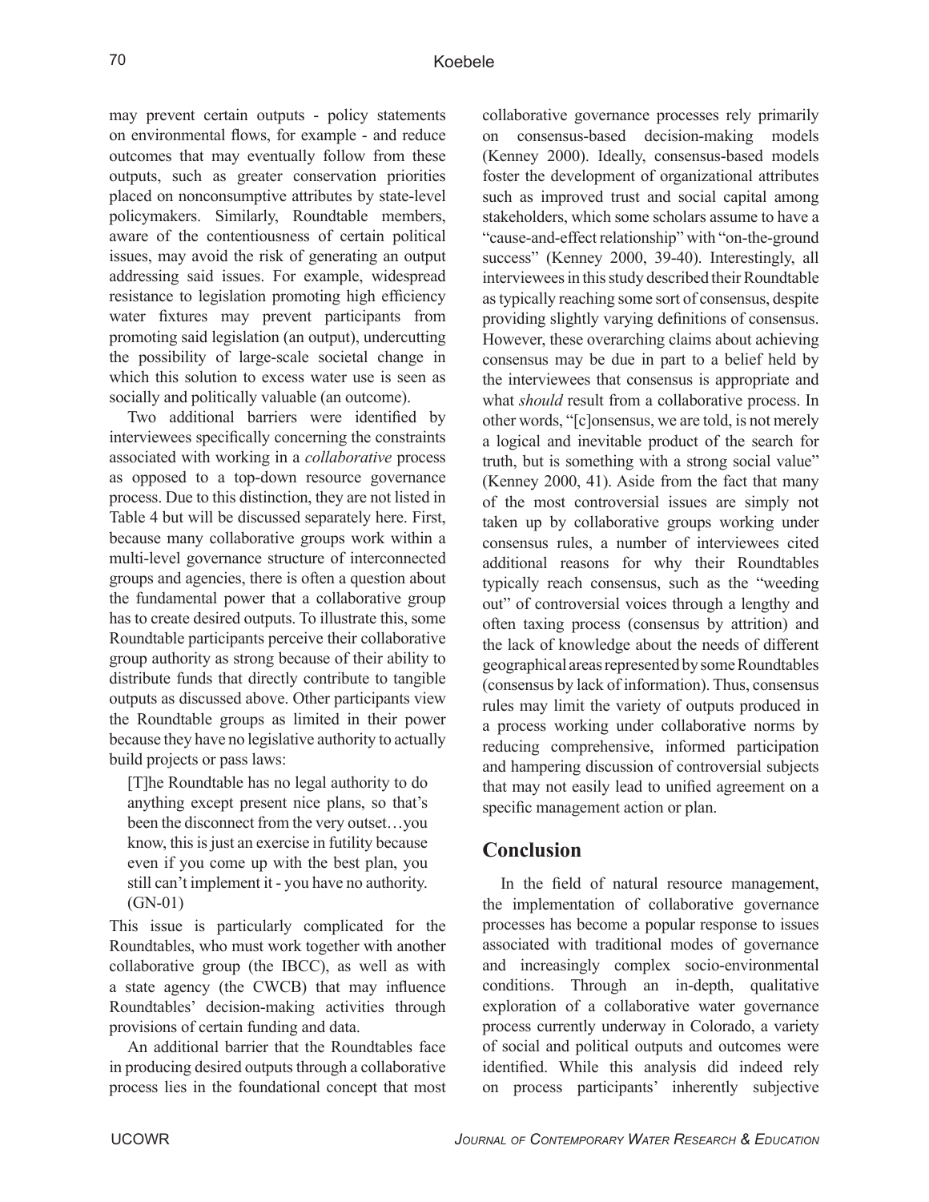may prevent certain outputs - policy statements on environmental flows, for example - and reduce outcomes that may eventually follow from these outputs, such as greater conservation priorities placed on nonconsumptive attributes by state-level policymakers. Similarly, Roundtable members, aware of the contentiousness of certain political issues, may avoid the risk of generating an output addressing said issues. For example, widespread resistance to legislation promoting high efficiency water fixtures may prevent participants from promoting said legislation (an output), undercutting the possibility of large-scale societal change in which this solution to excess water use is seen as socially and politically valuable (an outcome).

Two additional barriers were identified by interviewees specifically concerning the constraints associated with working in a *collaborative* process as opposed to a top-down resource governance process. Due to this distinction, they are not listed in Table 4 but will be discussed separately here. First, because many collaborative groups work within a multi-level governance structure of interconnected groups and agencies, there is often a question about the fundamental power that a collaborative group has to create desired outputs. To illustrate this, some Roundtable participants perceive their collaborative group authority as strong because of their ability to distribute funds that directly contribute to tangible outputs as discussed above. Other participants view the Roundtable groups as limited in their power because they have no legislative authority to actually build projects or pass laws:

> [T]he Roundtable has no legal authority to do anything except present nice plans, so that's been the disconnect from the very outset…you know, this is just an exercise in futility because even if you come up with the best plan, you still can't implement it - you have no authority. (GN-01)

This issue is particularly complicated for the Roundtables, who must work together with another collaborative group (the IBCC), as well as with a state agency (the CWCB) that may influence Roundtables' decision-making activities through provisions of certain funding and data.

An additional barrier that the Roundtables face in producing desired outputs through a collaborative process lies in the foundational concept that most collaborative governance processes rely primarily on consensus-based decision-making models (Kenney 2000). Ideally, consensus-based models foster the development of organizational attributes such as improved trust and social capital among stakeholders, which some scholars assume to have a "cause-and-effect relationship" with "on-the-ground success" (Kenney 2000, 39-40). Interestingly, all interviewees in this study described their Roundtable as typically reaching some sort of consensus, despite providing slightly varying definitions of consensus. However, these overarching claims about achieving consensus may be due in part to a belief held by the interviewees that consensus is appropriate and what *should* result from a collaborative process. In other words, "[c]onsensus, we are told, is not merely a logical and inevitable product of the search for truth, but is something with a strong social value" (Kenney 2000, 41). Aside from the fact that many of the most controversial issues are simply not taken up by collaborative groups working under consensus rules, a number of interviewees cited additional reasons for why their Roundtables typically reach consensus, such as the "weeding out" of controversial voices through a lengthy and often taxing process (consensus by attrition) and the lack of knowledge about the needs of different geographical areas represented by some Roundtables (consensus by lack of information). Thus, consensus rules may limit the variety of outputs produced in a process working under collaborative norms by reducing comprehensive, informed participation and hampering discussion of controversial subjects that may not easily lead to unified agreement on a specific management action or plan.

## Conclusion

In the field of natural resource management, the implementation of collaborative governance processes has become a popular response to issues associated with traditional modes of governance and increasingly complex socio-environmental conditions. Through an in-depth, qualitative exploration of a collaborative water governance process currently underway in Colorado, a variety of social and political outputs and outcomes were identified. While this analysis did indeed rely on process participants' inherently subjective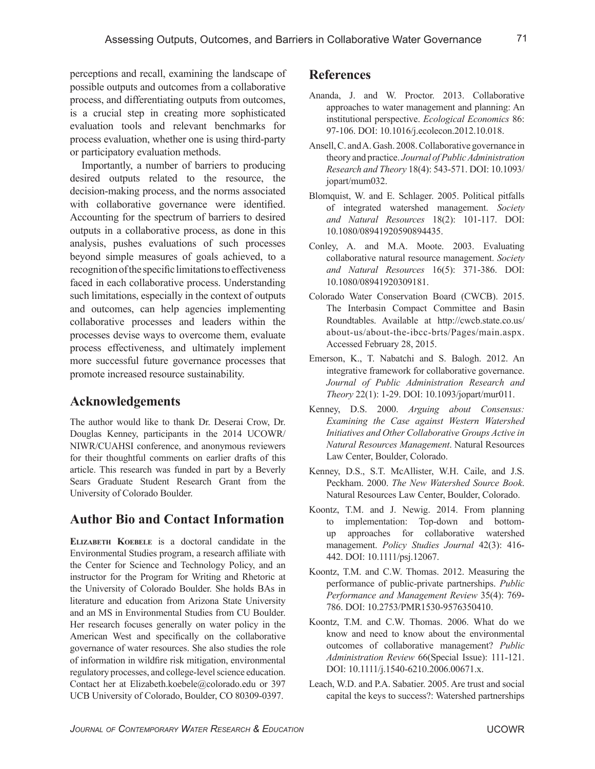perceptions and recall, examining the landscape of possible outputs and outcomes from a collaborative process, and differentiating outputs from outcomes, is a crucial step in creating more sophisticated evaluation tools and relevant benchmarks for process evaluation, whether one is using third-party or participatory evaluation methods.

Importantly, a number of barriers to producing desired outputs related to the resource, the decision-making process, and the norms associated with collaborative governance were identified. Accounting for the spectrum of barriers to desired outputs in a collaborative process, as done in this analysis, pushes evaluations of such processes beyond simple measures of goals achieved, to a recognition of the specific limitations to effectiveness faced in each collaborative process. Understanding such limitations, especially in the context of outputs and outcomes, can help agencies implementing collaborative processes and leaders within the processes devise ways to overcome them, evaluate process effectiveness, and ultimately implement more successful future governance processes that promote increased resource sustainability.

## Acknowledgements

The author would like to thank Dr. Deserai Crow, Dr. Douglas Kenney, participants in the 2014 UCOWR/NIWR/CUAHSI conference, and anonymous reviewers for their thoughtful comments on earlier drafts of this article. This research was funded in part by a Beverly Sears Graduate Student Research Grant from the University of Colorado Boulder.

## Author Bio and Contact Information

**Elizabeth Koebele** is a doctoral candidate in the Environmental Studies program, a research affiliate with the Center for Science and Technology Policy, and an instructor for the Program for Writing and Rhetoric at the University of Colorado Boulder. She holds BAs in literature and education from Arizona State University and an MS in Environmental Studies from CU Boulder. Her research focuses generally on water policy in the American West and specifically on the collaborative governance of water resources. She also studies the role of information in wildfire risk mitigation, environmental regulatory processes, and college-level science education. Contact her at Elizabeth.koebele@colorado.edu or 397 UCB University of Colorado, Boulder, CO 80309-0397.

## References

Ananda, J. and W. Proctor. 2013. Collaborative approaches to water management and planning: An institutional perspective. *Ecological Economics* 86: 97-106. DOI: 10.1016/j.ecolecon.2012.10.018.

Ansell, C. and A. Gash. 2008. Collaborative governance in theory and practice. *Journal of Public Administration Research and Theory* 18(4): 543-571. DOI: 10.1093/jopart/mum032.

Blomquist, W. and E. Schlager. 2005. Political pitfalls of integrated watershed management. *Society and Natural Resources* 18(2): 101-117. DOI: 10.1080/08941920590894435.

Conley, A. and M.A. Moote. 2003. Evaluating collaborative natural resource management. *Society and Natural Resources* 16(5): 371-386. DOI: 10.1080/08941920309181.

Colorado Water Conservation Board (CWCB). 2015. The Interbasin Compact Committee and Basin Roundtables. Available at http://cwcb.state.co.us/about-us/about-the-ibcc-brts/Pages/main.aspx. Accessed February 28, 2015.

Emerson, K., T. Nabatchi and S. Balogh. 2012. An integrative framework for collaborative governance. *Journal of Public Administration Research and Theory* 22(1): 1-29. DOI: 10.1093/jopart/mur011.

Kenney, D.S. 2000. *Arguing about Consensus: Examining the Case against Western Watershed Initiatives and Other Collaborative Groups Active in Natural Resources Management*. Natural Resources Law Center, Boulder, Colorado.

Kenney, D.S., S.T. McAllister, W.H. Caile, and J.S. Peckham. 2000. *The New Watershed Source Book*. Natural Resources Law Center, Boulder, Colorado.

Koontz, T.M. and J. Newig. 2014. From planning to implementation: Top-down and bottom-up approaches for collaborative watershed management. *Policy Studies Journal* 42(3): 416-442. DOI: 10.1111/psj.12067.

Koontz, T.M. and C.W. Thomas. 2012. Measuring the performance of public-private partnerships. *Public Performance and Management Review* 35(4): 769-786. DOI: 10.2753/PMR1530-9576350410.

Koontz, T.M. and C.W. Thomas. 2006. What do we know and need to know about the environmental outcomes of collaborative management? *Public Administration Review* 66(Special Issue): 111-121. DOI: 10.1111/j.1540-6210.2006.00671.x.

Leach, W.D. and P.A. Sabatier. 2005. Are trust and social capital the keys to success?: Watershed partnerships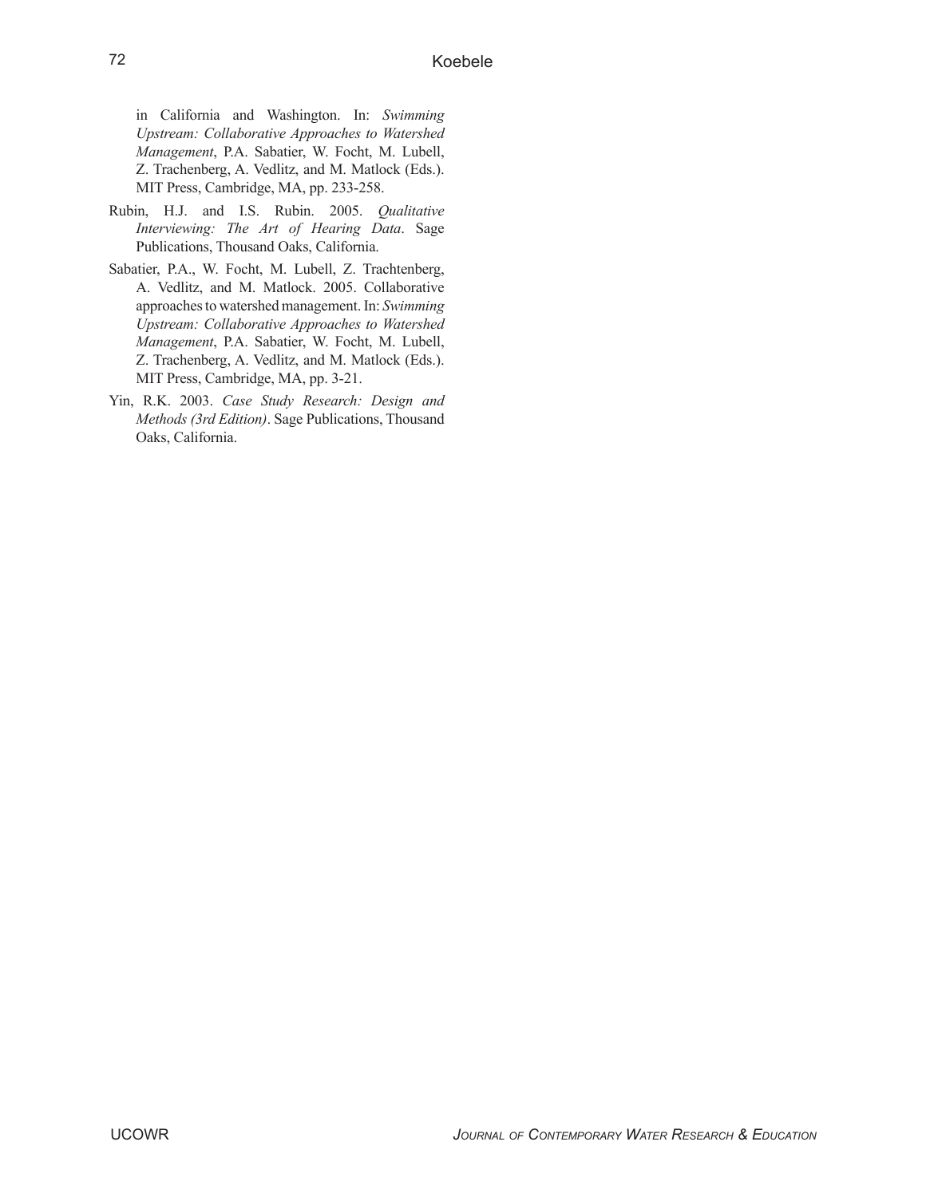in California and Washington. In: *Swimming Upstream: Collaborative Approaches to Watershed Management*, P.A. Sabatier, W. Focht, M. Lubell, Z. Trachenberg, A. Vedlitz, and M. Matlock (Eds.). MIT Press, Cambridge, MA, pp. 233-258.

Rubin, H.J. and I.S. Rubin. 2005. *Qualitative Interviewing: The Art of Hearing Data*. Sage Publications, Thousand Oaks, California.

Sabatier, P.A., W. Focht, M. Lubell, Z. Trachtenberg, A. Vedlitz, and M. Matlock. 2005. Collaborative approaches to watershed management. In: *Swimming Upstream: Collaborative Approaches to Watershed Management*, P.A. Sabatier, W. Focht, M. Lubell, Z. Trachenberg, A. Vedlitz, and M. Matlock (Eds.). MIT Press, Cambridge, MA, pp. 3-21.

Yin, R.K. 2003. *Case Study Research: Design and Methods (3rd Edition)*. Sage Publications, Thousand Oaks, California.